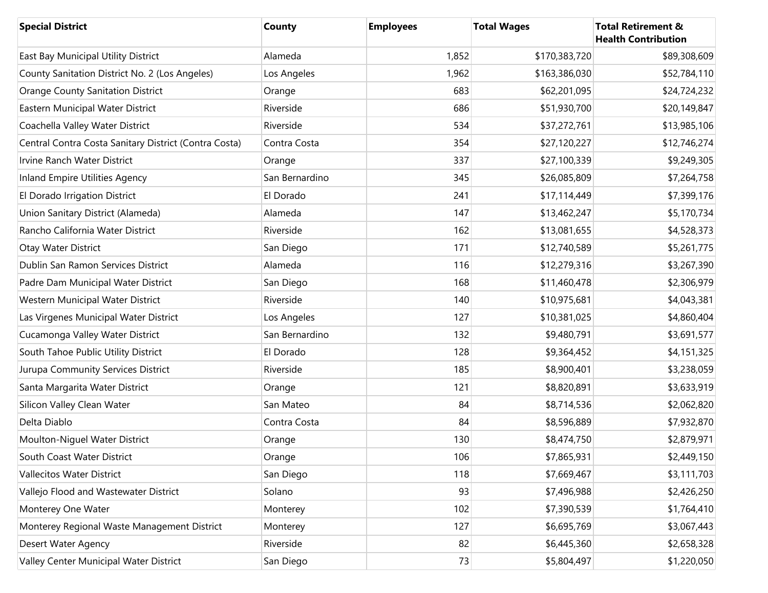| Special District | County | Employees | Total Wages | Total Retirement & Health Contribution |
|---|---|---|---|---|
| East Bay Municipal Utility District | Alameda | 1,852 | $170,383,720 | $89,308,609 |
| County Sanitation District No. 2 (Los Angeles) | Los Angeles | 1,962 | $163,386,030 | $52,784,110 |
| Orange County Sanitation District | Orange | 683 | $62,201,095 | $24,724,232 |
| Eastern Municipal Water District | Riverside | 686 | $51,930,700 | $20,149,847 |
| Coachella Valley Water District | Riverside | 534 | $37,272,761 | $13,985,106 |
| Central Contra Costa Sanitary District (Contra Costa) | Contra Costa | 354 | $27,120,227 | $12,746,274 |
| Irvine Ranch Water District | Orange | 337 | $27,100,339 | $9,249,305 |
| Inland Empire Utilities Agency | San Bernardino | 345 | $26,085,809 | $7,264,758 |
| El Dorado Irrigation District | El Dorado | 241 | $17,114,449 | $7,399,176 |
| Union Sanitary District (Alameda) | Alameda | 147 | $13,462,247 | $5,170,734 |
| Rancho California Water District | Riverside | 162 | $13,081,655 | $4,528,373 |
| Otay Water District | San Diego | 171 | $12,740,589 | $5,261,775 |
| Dublin San Ramon Services District | Alameda | 116 | $12,279,316 | $3,267,390 |
| Padre Dam Municipal Water District | San Diego | 168 | $11,460,478 | $2,306,979 |
| Western Municipal Water District | Riverside | 140 | $10,975,681 | $4,043,381 |
| Las Virgenes Municipal Water District | Los Angeles | 127 | $10,381,025 | $4,860,404 |
| Cucamonga Valley Water District | San Bernardino | 132 | $9,480,791 | $3,691,577 |
| South Tahoe Public Utility District | El Dorado | 128 | $9,364,452 | $4,151,325 |
| Jurupa Community Services District | Riverside | 185 | $8,900,401 | $3,238,059 |
| Santa Margarita Water District | Orange | 121 | $8,820,891 | $3,633,919 |
| Silicon Valley Clean Water | San Mateo | 84 | $8,714,536 | $2,062,820 |
| Delta Diablo | Contra Costa | 84 | $8,596,889 | $7,932,870 |
| Moulton-Niguel Water District | Orange | 130 | $8,474,750 | $2,879,971 |
| South Coast Water District | Orange | 106 | $7,865,931 | $2,449,150 |
| Vallecitos Water District | San Diego | 118 | $7,669,467 | $3,111,703 |
| Vallejo Flood and Wastewater District | Solano | 93 | $7,496,988 | $2,426,250 |
| Monterey One Water | Monterey | 102 | $7,390,539 | $1,764,410 |
| Monterey Regional Waste Management District | Monterey | 127 | $6,695,769 | $3,067,443 |
| Desert Water Agency | Riverside | 82 | $6,445,360 | $2,658,328 |
| Valley Center Municipal Water District | San Diego | 73 | $5,804,497 | $1,220,050 |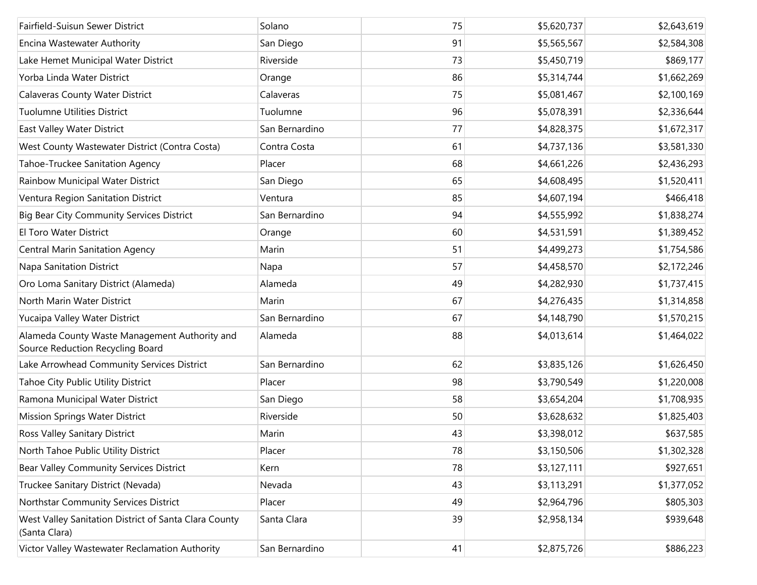| | | | | |
|---|---|---|---|---|
| Fairfield-Suisun Sewer District | Solano | 75 | $5,620,737 | $2,643,619 |
| Encina Wastewater Authority | San Diego | 91 | $5,565,567 | $2,584,308 |
| Lake Hemet Municipal Water District | Riverside | 73 | $5,450,719 | $869,177 |
| Yorba Linda Water District | Orange | 86 | $5,314,744 | $1,662,269 |
| Calaveras County Water District | Calaveras | 75 | $5,081,467 | $2,100,169 |
| Tuolumne Utilities District | Tuolumne | 96 | $5,078,391 | $2,336,644 |
| East Valley Water District | San Bernardino | 77 | $4,828,375 | $1,672,317 |
| West County Wastewater District (Contra Costa) | Contra Costa | 61 | $4,737,136 | $3,581,330 |
| Tahoe-Truckee Sanitation Agency | Placer | 68 | $4,661,226 | $2,436,293 |
| Rainbow Municipal Water District | San Diego | 65 | $4,608,495 | $1,520,411 |
| Ventura Region Sanitation District | Ventura | 85 | $4,607,194 | $466,418 |
| Big Bear City Community Services District | San Bernardino | 94 | $4,555,992 | $1,838,274 |
| El Toro Water District | Orange | 60 | $4,531,591 | $1,389,452 |
| Central Marin Sanitation Agency | Marin | 51 | $4,499,273 | $1,754,586 |
| Napa Sanitation District | Napa | 57 | $4,458,570 | $2,172,246 |
| Oro Loma Sanitary District (Alameda) | Alameda | 49 | $4,282,930 | $1,737,415 |
| North Marin Water District | Marin | 67 | $4,276,435 | $1,314,858 |
| Yucaipa Valley Water District | San Bernardino | 67 | $4,148,790 | $1,570,215 |
| Alameda County Waste Management Authority and Source Reduction Recycling Board | Alameda | 88 | $4,013,614 | $1,464,022 |
| Lake Arrowhead Community Services District | San Bernardino | 62 | $3,835,126 | $1,626,450 |
| Tahoe City Public Utility District | Placer | 98 | $3,790,549 | $1,220,008 |
| Ramona Municipal Water District | San Diego | 58 | $3,654,204 | $1,708,935 |
| Mission Springs Water District | Riverside | 50 | $3,628,632 | $1,825,403 |
| Ross Valley Sanitary District | Marin | 43 | $3,398,012 | $637,585 |
| North Tahoe Public Utility District | Placer | 78 | $3,150,506 | $1,302,328 |
| Bear Valley Community Services District | Kern | 78 | $3,127,111 | $927,651 |
| Truckee Sanitary District (Nevada) | Nevada | 43 | $3,113,291 | $1,377,052 |
| Northstar Community Services District | Placer | 49 | $2,964,796 | $805,303 |
| West Valley Sanitation District of Santa Clara County (Santa Clara) | Santa Clara | 39 | $2,958,134 | $939,648 |
| Victor Valley Wastewater Reclamation Authority | San Bernardino | 41 | $2,875,726 | $886,223 |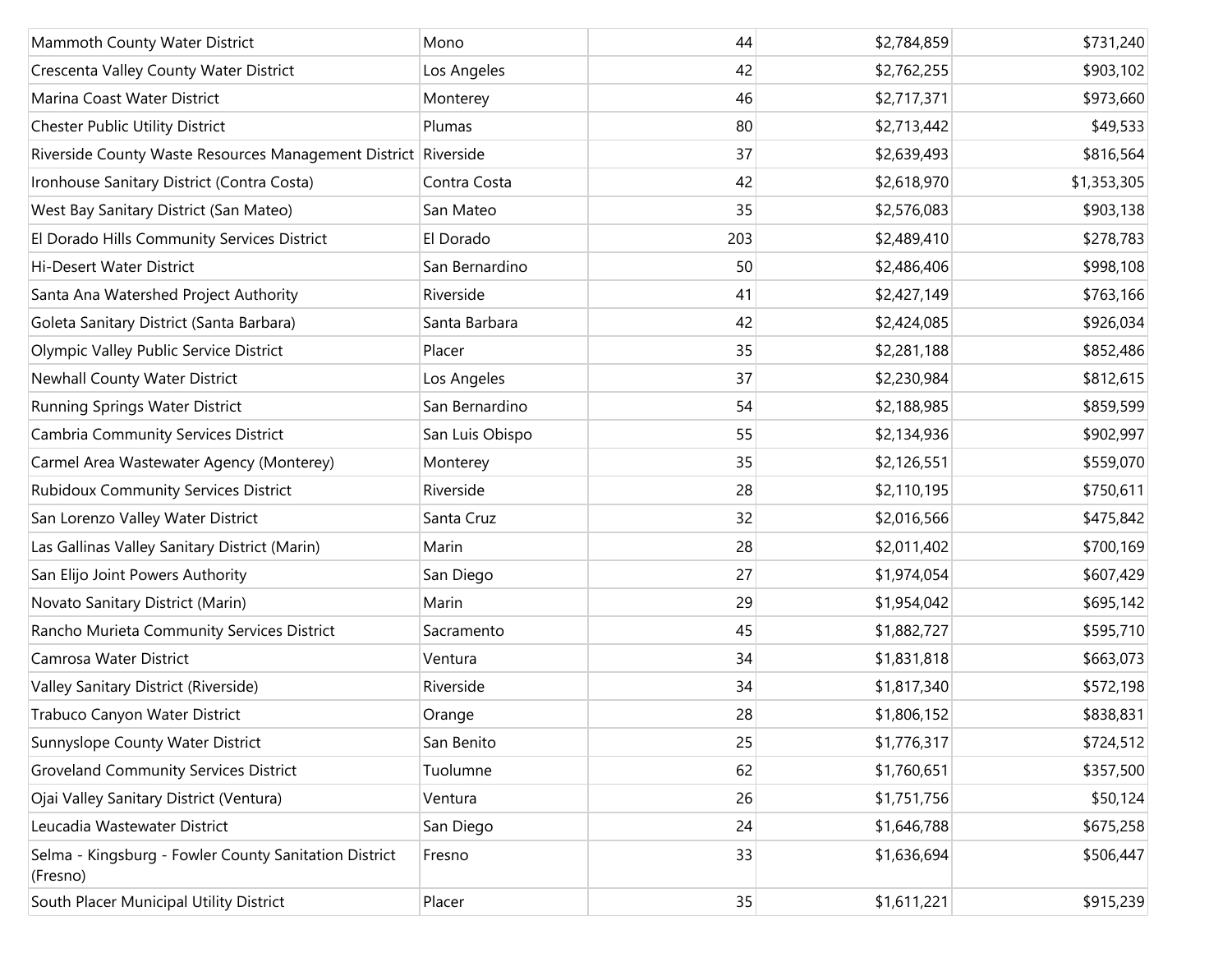| | | | | |
|---|---|---|---|---|
| Mammoth County Water District | Mono | 44 | $2,784,859 | $731,240 |
| Crescenta Valley County Water District | Los Angeles | 42 | $2,762,255 | $903,102 |
| Marina Coast Water District | Monterey | 46 | $2,717,371 | $973,660 |
| Chester Public Utility District | Plumas | 80 | $2,713,442 | $49,533 |
| Riverside County Waste Resources Management District | Riverside | 37 | $2,639,493 | $816,564 |
| Ironhouse Sanitary District (Contra Costa) | Contra Costa | 42 | $2,618,970 | $1,353,305 |
| West Bay Sanitary District (San Mateo) | San Mateo | 35 | $2,576,083 | $903,138 |
| El Dorado Hills Community Services District | El Dorado | 203 | $2,489,410 | $278,783 |
| Hi-Desert Water District | San Bernardino | 50 | $2,486,406 | $998,108 |
| Santa Ana Watershed Project Authority | Riverside | 41 | $2,427,149 | $763,166 |
| Goleta Sanitary District (Santa Barbara) | Santa Barbara | 42 | $2,424,085 | $926,034 |
| Olympic Valley Public Service District | Placer | 35 | $2,281,188 | $852,486 |
| Newhall County Water District | Los Angeles | 37 | $2,230,984 | $812,615 |
| Running Springs Water District | San Bernardino | 54 | $2,188,985 | $859,599 |
| Cambria Community Services District | San Luis Obispo | 55 | $2,134,936 | $902,997 |
| Carmel Area Wastewater Agency (Monterey) | Monterey | 35 | $2,126,551 | $559,070 |
| Rubidoux Community Services District | Riverside | 28 | $2,110,195 | $750,611 |
| San Lorenzo Valley Water District | Santa Cruz | 32 | $2,016,566 | $475,842 |
| Las Gallinas Valley Sanitary District (Marin) | Marin | 28 | $2,011,402 | $700,169 |
| San Elijo Joint Powers Authority | San Diego | 27 | $1,974,054 | $607,429 |
| Novato Sanitary District (Marin) | Marin | 29 | $1,954,042 | $695,142 |
| Rancho Murieta Community Services District | Sacramento | 45 | $1,882,727 | $595,710 |
| Camrosa Water District | Ventura | 34 | $1,831,818 | $663,073 |
| Valley Sanitary District (Riverside) | Riverside | 34 | $1,817,340 | $572,198 |
| Trabuco Canyon Water District | Orange | 28 | $1,806,152 | $838,831 |
| Sunnyslope County Water District | San Benito | 25 | $1,776,317 | $724,512 |
| Groveland Community Services District | Tuolumne | 62 | $1,760,651 | $357,500 |
| Ojai Valley Sanitary District (Ventura) | Ventura | 26 | $1,751,756 | $50,124 |
| Leucadia Wastewater District | San Diego | 24 | $1,646,788 | $675,258 |
| Selma - Kingsburg - Fowler County Sanitation District (Fresno) | Fresno | 33 | $1,636,694 | $506,447 |
| South Placer Municipal Utility District | Placer | 35 | $1,611,221 | $915,239 |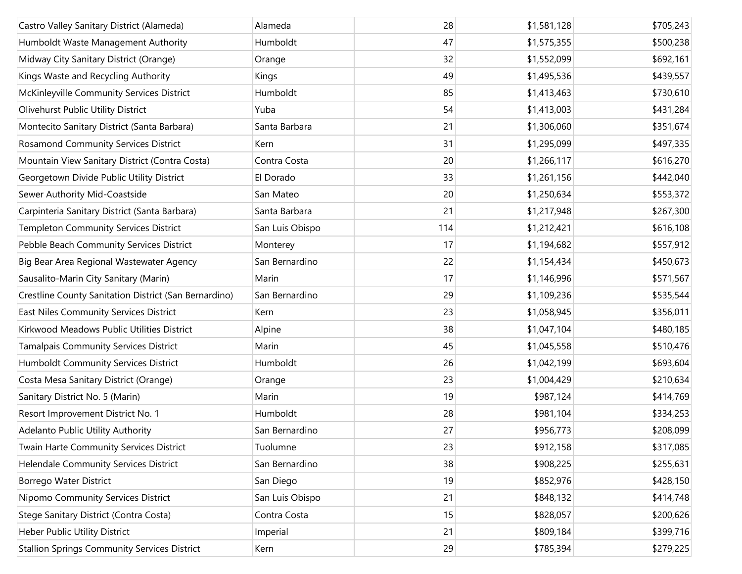| | | | | |
|---|---|---|---|---|
| Castro Valley Sanitary District (Alameda) | Alameda | 28 | $1,581,128 | $705,243 |
| Humboldt Waste Management Authority | Humboldt | 47 | $1,575,355 | $500,238 |
| Midway City Sanitary District (Orange) | Orange | 32 | $1,552,099 | $692,161 |
| Kings Waste and Recycling Authority | Kings | 49 | $1,495,536 | $439,557 |
| McKinleyville Community Services District | Humboldt | 85 | $1,413,463 | $730,610 |
| Olivehurst Public Utility District | Yuba | 54 | $1,413,003 | $431,284 |
| Montecito Sanitary District (Santa Barbara) | Santa Barbara | 21 | $1,306,060 | $351,674 |
| Rosamond Community Services District | Kern | 31 | $1,295,099 | $497,335 |
| Mountain View Sanitary District (Contra Costa) | Contra Costa | 20 | $1,266,117 | $616,270 |
| Georgetown Divide Public Utility District | El Dorado | 33 | $1,261,156 | $442,040 |
| Sewer Authority Mid-Coastside | San Mateo | 20 | $1,250,634 | $553,372 |
| Carpinteria Sanitary District (Santa Barbara) | Santa Barbara | 21 | $1,217,948 | $267,300 |
| Templeton Community Services District | San Luis Obispo | 114 | $1,212,421 | $616,108 |
| Pebble Beach Community Services District | Monterey | 17 | $1,194,682 | $557,912 |
| Big Bear Area Regional Wastewater Agency | San Bernardino | 22 | $1,154,434 | $450,673 |
| Sausalito-Marin City Sanitary (Marin) | Marin | 17 | $1,146,996 | $571,567 |
| Crestline County Sanitation District (San Bernardino) | San Bernardino | 29 | $1,109,236 | $535,544 |
| East Niles Community Services District | Kern | 23 | $1,058,945 | $356,011 |
| Kirkwood Meadows Public Utilities District | Alpine | 38 | $1,047,104 | $480,185 |
| Tamalpais Community Services District | Marin | 45 | $1,045,558 | $510,476 |
| Humboldt Community Services District | Humboldt | 26 | $1,042,199 | $693,604 |
| Costa Mesa Sanitary District (Orange) | Orange | 23 | $1,004,429 | $210,634 |
| Sanitary District No. 5 (Marin) | Marin | 19 | $987,124 | $414,769 |
| Resort Improvement District No. 1 | Humboldt | 28 | $981,104 | $334,253 |
| Adelanto Public Utility Authority | San Bernardino | 27 | $956,773 | $208,099 |
| Twain Harte Community Services District | Tuolumne | 23 | $912,158 | $317,085 |
| Helendale Community Services District | San Bernardino | 38 | $908,225 | $255,631 |
| Borrego Water District | San Diego | 19 | $852,976 | $428,150 |
| Nipomo Community Services District | San Luis Obispo | 21 | $848,132 | $414,748 |
| Stege Sanitary District (Contra Costa) | Contra Costa | 15 | $828,057 | $200,626 |
| Heber Public Utility District | Imperial | 21 | $809,184 | $399,716 |
| Stallion Springs Community Services District | Kern | 29 | $785,394 | $279,225 |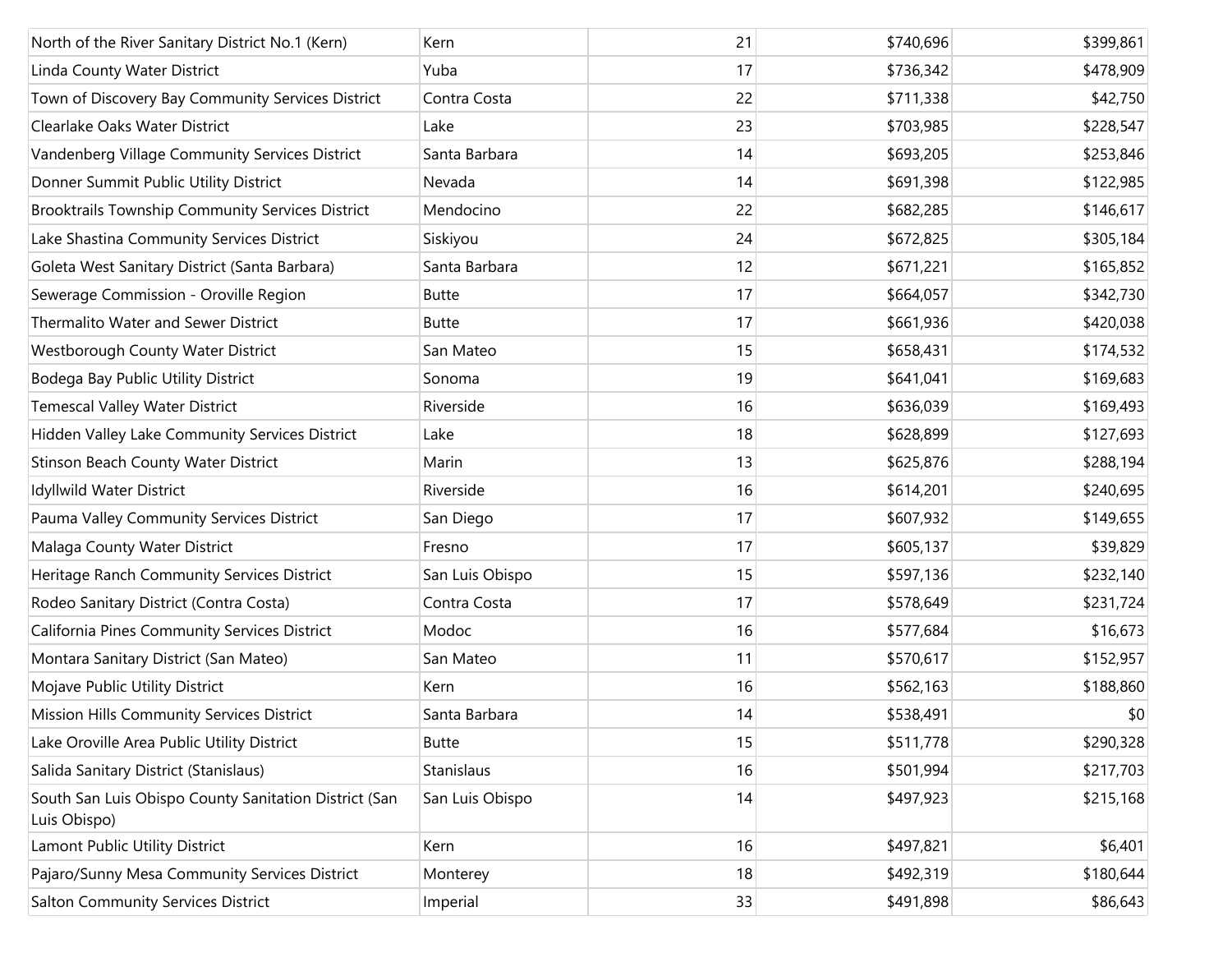| | | | | |
|---|---|---|---|---|
| North of the River Sanitary District No.1 (Kern) | Kern | 21 | $740,696 | $399,861 |
| Linda County Water District | Yuba | 17 | $736,342 | $478,909 |
| Town of Discovery Bay Community Services District | Contra Costa | 22 | $711,338 | $42,750 |
| Clearlake Oaks Water District | Lake | 23 | $703,985 | $228,547 |
| Vandenberg Village Community Services District | Santa Barbara | 14 | $693,205 | $253,846 |
| Donner Summit Public Utility District | Nevada | 14 | $691,398 | $122,985 |
| Brooktrails Township Community Services District | Mendocino | 22 | $682,285 | $146,617 |
| Lake Shastina Community Services District | Siskiyou | 24 | $672,825 | $305,184 |
| Goleta West Sanitary District (Santa Barbara) | Santa Barbara | 12 | $671,221 | $165,852 |
| Sewerage Commission - Oroville Region | Butte | 17 | $664,057 | $342,730 |
| Thermalito Water and Sewer District | Butte | 17 | $661,936 | $420,038 |
| Westborough County Water District | San Mateo | 15 | $658,431 | $174,532 |
| Bodega Bay Public Utility District | Sonoma | 19 | $641,041 | $169,683 |
| Temescal Valley Water District | Riverside | 16 | $636,039 | $169,493 |
| Hidden Valley Lake Community Services District | Lake | 18 | $628,899 | $127,693 |
| Stinson Beach County Water District | Marin | 13 | $625,876 | $288,194 |
| Idyllwild Water District | Riverside | 16 | $614,201 | $240,695 |
| Pauma Valley Community Services District | San Diego | 17 | $607,932 | $149,655 |
| Malaga County Water District | Fresno | 17 | $605,137 | $39,829 |
| Heritage Ranch Community Services District | San Luis Obispo | 15 | $597,136 | $232,140 |
| Rodeo Sanitary District (Contra Costa) | Contra Costa | 17 | $578,649 | $231,724 |
| California Pines Community Services District | Modoc | 16 | $577,684 | $16,673 |
| Montara Sanitary District (San Mateo) | San Mateo | 11 | $570,617 | $152,957 |
| Mojave Public Utility District | Kern | 16 | $562,163 | $188,860 |
| Mission Hills Community Services District | Santa Barbara | 14 | $538,491 | $0 |
| Lake Oroville Area Public Utility District | Butte | 15 | $511,778 | $290,328 |
| Salida Sanitary District (Stanislaus) | Stanislaus | 16 | $501,994 | $217,703 |
| South San Luis Obispo County Sanitation District (San Luis Obispo) | San Luis Obispo | 14 | $497,923 | $215,168 |
| Lamont Public Utility District | Kern | 16 | $497,821 | $6,401 |
| Pajaro/Sunny Mesa Community Services District | Monterey | 18 | $492,319 | $180,644 |
| Salton Community Services District | Imperial | 33 | $491,898 | $86,643 |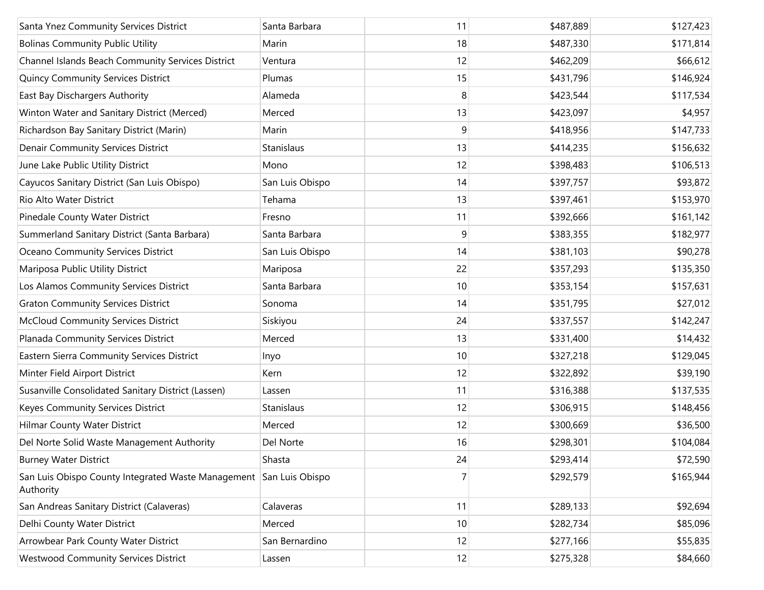| | | | | |
|---|---|---|---|---|
| Santa Ynez Community Services District | Santa Barbara | 11 | $487,889 | $127,423 |
| Bolinas Community Public Utility | Marin | 18 | $487,330 | $171,814 |
| Channel Islands Beach Community Services District | Ventura | 12 | $462,209 | $66,612 |
| Quincy Community Services District | Plumas | 15 | $431,796 | $146,924 |
| East Bay Dischargers Authority | Alameda | 8 | $423,544 | $117,534 |
| Winton Water and Sanitary District (Merced) | Merced | 13 | $423,097 | $4,957 |
| Richardson Bay Sanitary District (Marin) | Marin | 9 | $418,956 | $147,733 |
| Denair Community Services District | Stanislaus | 13 | $414,235 | $156,632 |
| June Lake Public Utility District | Mono | 12 | $398,483 | $106,513 |
| Cayucos Sanitary District (San Luis Obispo) | San Luis Obispo | 14 | $397,757 | $93,872 |
| Rio Alto Water District | Tehama | 13 | $397,461 | $153,970 |
| Pinedale County Water District | Fresno | 11 | $392,666 | $161,142 |
| Summerland Sanitary District (Santa Barbara) | Santa Barbara | 9 | $383,355 | $182,977 |
| Oceano Community Services District | San Luis Obispo | 14 | $381,103 | $90,278 |
| Mariposa Public Utility District | Mariposa | 22 | $357,293 | $135,350 |
| Los Alamos Community Services District | Santa Barbara | 10 | $353,154 | $157,631 |
| Graton Community Services District | Sonoma | 14 | $351,795 | $27,012 |
| McCloud Community Services District | Siskiyou | 24 | $337,557 | $142,247 |
| Planada Community Services District | Merced | 13 | $331,400 | $14,432 |
| Eastern Sierra Community Services District | Inyo | 10 | $327,218 | $129,045 |
| Minter Field Airport District | Kern | 12 | $322,892 | $39,190 |
| Susanville Consolidated Sanitary District (Lassen) | Lassen | 11 | $316,388 | $137,535 |
| Keyes Community Services District | Stanislaus | 12 | $306,915 | $148,456 |
| Hilmar County Water District | Merced | 12 | $300,669 | $36,500 |
| Del Norte Solid Waste Management Authority | Del Norte | 16 | $298,301 | $104,084 |
| Burney Water District | Shasta | 24 | $293,414 | $72,590 |
| San Luis Obispo County Integrated Waste Management Authority | San Luis Obispo | 7 | $292,579 | $165,944 |
| San Andreas Sanitary District (Calaveras) | Calaveras | 11 | $289,133 | $92,694 |
| Delhi County Water District | Merced | 10 | $282,734 | $85,096 |
| Arrowbear Park County Water District | San Bernardino | 12 | $277,166 | $55,835 |
| Westwood Community Services District | Lassen | 12 | $275,328 | $84,660 |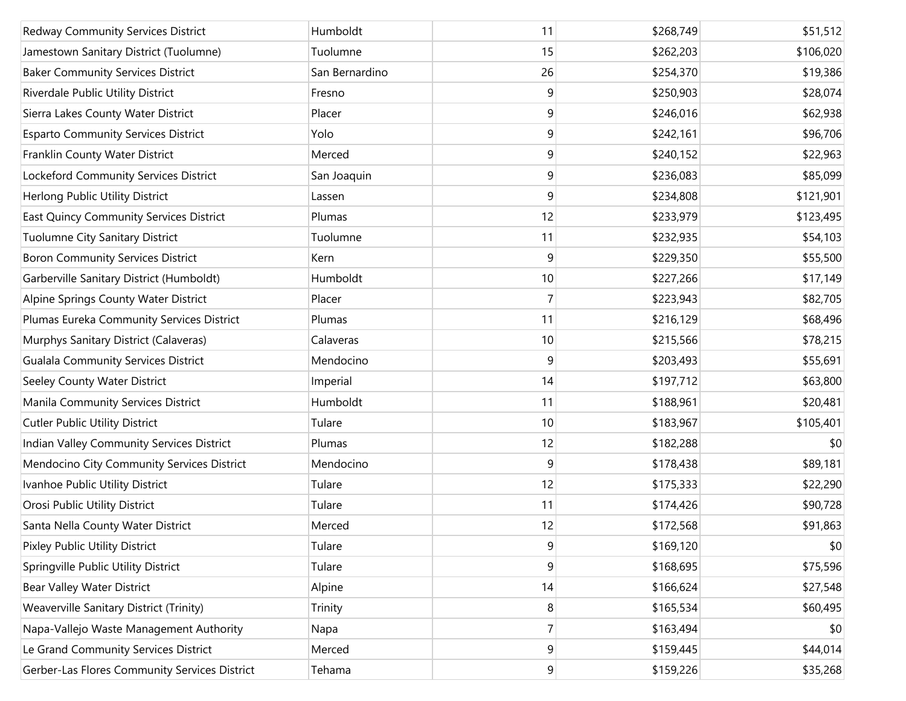| | | | | |
|---|---|---|---|---|
| Redway Community Services District | Humboldt | 11 | $268,749 | $51,512 |
| Jamestown Sanitary District (Tuolumne) | Tuolumne | 15 | $262,203 | $106,020 |
| Baker Community Services District | San Bernardino | 26 | $254,370 | $19,386 |
| Riverdale Public Utility District | Fresno | 9 | $250,903 | $28,074 |
| Sierra Lakes County Water District | Placer | 9 | $246,016 | $62,938 |
| Esparto Community Services District | Yolo | 9 | $242,161 | $96,706 |
| Franklin County Water District | Merced | 9 | $240,152 | $22,963 |
| Lockeford Community Services District | San Joaquin | 9 | $236,083 | $85,099 |
| Herlong Public Utility District | Lassen | 9 | $234,808 | $121,901 |
| East Quincy Community Services District | Plumas | 12 | $233,979 | $123,495 |
| Tuolumne City Sanitary District | Tuolumne | 11 | $232,935 | $54,103 |
| Boron Community Services District | Kern | 9 | $229,350 | $55,500 |
| Garberville Sanitary District (Humboldt) | Humboldt | 10 | $227,266 | $17,149 |
| Alpine Springs County Water District | Placer | 7 | $223,943 | $82,705 |
| Plumas Eureka Community Services District | Plumas | 11 | $216,129 | $68,496 |
| Murphys Sanitary District (Calaveras) | Calaveras | 10 | $215,566 | $78,215 |
| Gualala Community Services District | Mendocino | 9 | $203,493 | $55,691 |
| Seeley County Water District | Imperial | 14 | $197,712 | $63,800 |
| Manila Community Services District | Humboldt | 11 | $188,961 | $20,481 |
| Cutler Public Utility District | Tulare | 10 | $183,967 | $105,401 |
| Indian Valley Community Services District | Plumas | 12 | $182,288 | $0 |
| Mendocino City Community Services District | Mendocino | 9 | $178,438 | $89,181 |
| Ivanhoe Public Utility District | Tulare | 12 | $175,333 | $22,290 |
| Orosi Public Utility District | Tulare | 11 | $174,426 | $90,728 |
| Santa Nella County Water District | Merced | 12 | $172,568 | $91,863 |
| Pixley Public Utility District | Tulare | 9 | $169,120 | $0 |
| Springville Public Utility District | Tulare | 9 | $168,695 | $75,596 |
| Bear Valley Water District | Alpine | 14 | $166,624 | $27,548 |
| Weaverville Sanitary District (Trinity) | Trinity | 8 | $165,534 | $60,495 |
| Napa-Vallejo Waste Management Authority | Napa | 7 | $163,494 | $0 |
| Le Grand Community Services District | Merced | 9 | $159,445 | $44,014 |
| Gerber-Las Flores Community Services District | Tehama | 9 | $159,226 | $35,268 |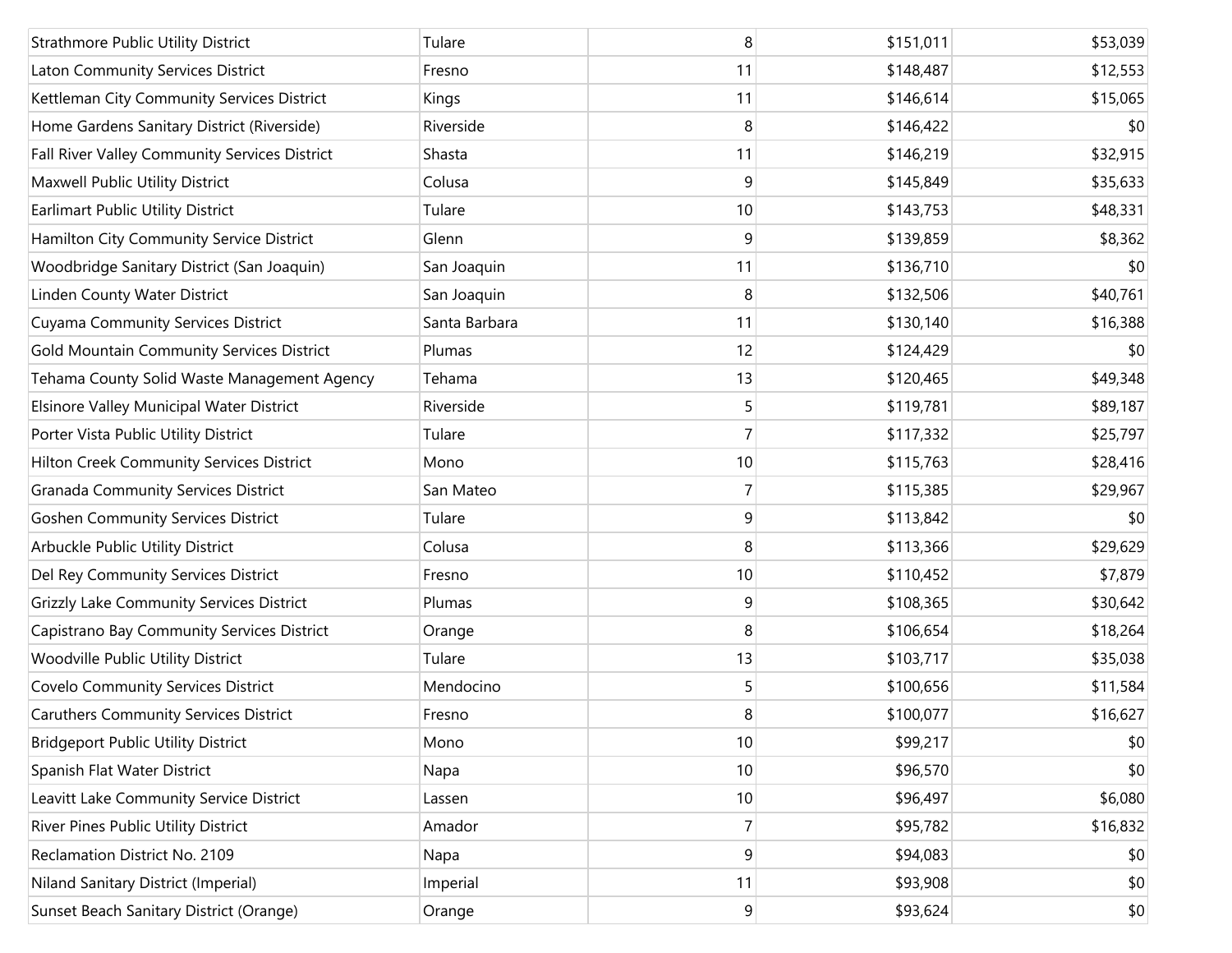| | | | | |
|---|---|---|---|---|
| Strathmore Public Utility District | Tulare | 8 | $151,011 | $53,039 |
| Laton Community Services District | Fresno | 11 | $148,487 | $12,553 |
| Kettleman City Community Services District | Kings | 11 | $146,614 | $15,065 |
| Home Gardens Sanitary District (Riverside) | Riverside | 8 | $146,422 | $0 |
| Fall River Valley Community Services District | Shasta | 11 | $146,219 | $32,915 |
| Maxwell Public Utility District | Colusa | 9 | $145,849 | $35,633 |
| Earlimart Public Utility District | Tulare | 10 | $143,753 | $48,331 |
| Hamilton City Community Service District | Glenn | 9 | $139,859 | $8,362 |
| Woodbridge Sanitary District (San Joaquin) | San Joaquin | 11 | $136,710 | $0 |
| Linden County Water District | San Joaquin | 8 | $132,506 | $40,761 |
| Cuyama Community Services District | Santa Barbara | 11 | $130,140 | $16,388 |
| Gold Mountain Community Services District | Plumas | 12 | $124,429 | $0 |
| Tehama County Solid Waste Management Agency | Tehama | 13 | $120,465 | $49,348 |
| Elsinore Valley Municipal Water District | Riverside | 5 | $119,781 | $89,187 |
| Porter Vista Public Utility District | Tulare | 7 | $117,332 | $25,797 |
| Hilton Creek Community Services District | Mono | 10 | $115,763 | $28,416 |
| Granada Community Services District | San Mateo | 7 | $115,385 | $29,967 |
| Goshen Community Services District | Tulare | 9 | $113,842 | $0 |
| Arbuckle Public Utility District | Colusa | 8 | $113,366 | $29,629 |
| Del Rey Community Services District | Fresno | 10 | $110,452 | $7,879 |
| Grizzly Lake Community Services District | Plumas | 9 | $108,365 | $30,642 |
| Capistrano Bay Community Services District | Orange | 8 | $106,654 | $18,264 |
| Woodville Public Utility District | Tulare | 13 | $103,717 | $35,038 |
| Covelo Community Services District | Mendocino | 5 | $100,656 | $11,584 |
| Caruthers Community Services District | Fresno | 8 | $100,077 | $16,627 |
| Bridgeport Public Utility District | Mono | 10 | $99,217 | $0 |
| Spanish Flat Water District | Napa | 10 | $96,570 | $0 |
| Leavitt Lake Community Service District | Lassen | 10 | $96,497 | $6,080 |
| River Pines Public Utility District | Amador | 7 | $95,782 | $16,832 |
| Reclamation District No. 2109 | Napa | 9 | $94,083 | $0 |
| Niland Sanitary District (Imperial) | Imperial | 11 | $93,908 | $0 |
| Sunset Beach Sanitary District (Orange) | Orange | 9 | $93,624 | $0 |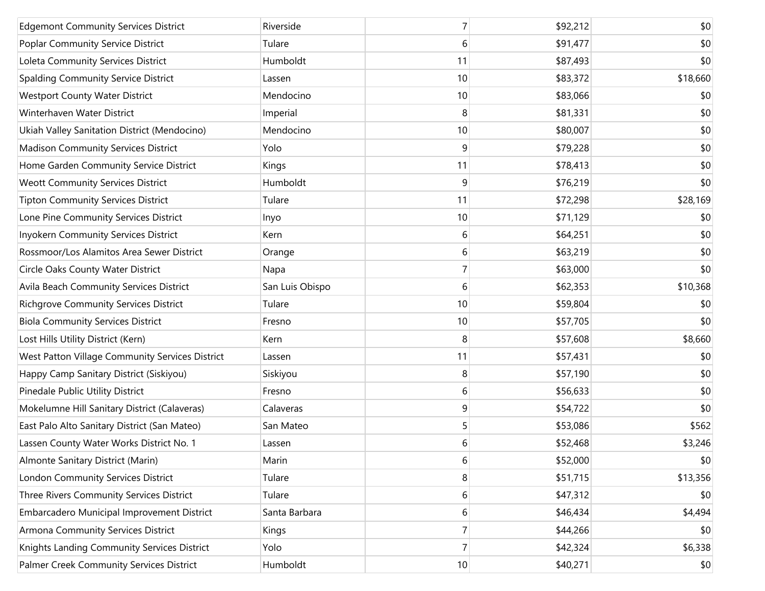| | | | | |
|---|---|---|---|---|
| Edgemont Community Services District | Riverside | 7 | $92,212 | $0 |
| Poplar Community Service District | Tulare | 6 | $91,477 | $0 |
| Loleta Community Services District | Humboldt | 11 | $87,493 | $0 |
| Spalding Community Service District | Lassen | 10 | $83,372 | $18,660 |
| Westport County Water District | Mendocino | 10 | $83,066 | $0 |
| Winterhaven Water District | Imperial | 8 | $81,331 | $0 |
| Ukiah Valley Sanitation District (Mendocino) | Mendocino | 10 | $80,007 | $0 |
| Madison Community Services District | Yolo | 9 | $79,228 | $0 |
| Home Garden Community Service District | Kings | 11 | $78,413 | $0 |
| Weott Community Services District | Humboldt | 9 | $76,219 | $0 |
| Tipton Community Services District | Tulare | 11 | $72,298 | $28,169 |
| Lone Pine Community Services District | Inyo | 10 | $71,129 | $0 |
| Inyokern Community Services District | Kern | 6 | $64,251 | $0 |
| Rossmoor/Los Alamitos Area Sewer District | Orange | 6 | $63,219 | $0 |
| Circle Oaks County Water District | Napa | 7 | $63,000 | $0 |
| Avila Beach Community Services District | San Luis Obispo | 6 | $62,353 | $10,368 |
| Richgrove Community Services District | Tulare | 10 | $59,804 | $0 |
| Biola Community Services District | Fresno | 10 | $57,705 | $0 |
| Lost Hills Utility District (Kern) | Kern | 8 | $57,608 | $8,660 |
| West Patton Village Community Services District | Lassen | 11 | $57,431 | $0 |
| Happy Camp Sanitary District (Siskiyou) | Siskiyou | 8 | $57,190 | $0 |
| Pinedale Public Utility District | Fresno | 6 | $56,633 | $0 |
| Mokelumne Hill Sanitary District (Calaveras) | Calaveras | 9 | $54,722 | $0 |
| East Palo Alto Sanitary District (San Mateo) | San Mateo | 5 | $53,086 | $562 |
| Lassen County Water Works District No. 1 | Lassen | 6 | $52,468 | $3,246 |
| Almonte Sanitary District (Marin) | Marin | 6 | $52,000 | $0 |
| London Community Services District | Tulare | 8 | $51,715 | $13,356 |
| Three Rivers Community Services District | Tulare | 6 | $47,312 | $0 |
| Embarcadero Municipal Improvement District | Santa Barbara | 6 | $46,434 | $4,494 |
| Armona Community Services District | Kings | 7 | $44,266 | $0 |
| Knights Landing Community Services District | Yolo | 7 | $42,324 | $6,338 |
| Palmer Creek Community Services District | Humboldt | 10 | $40,271 | $0 |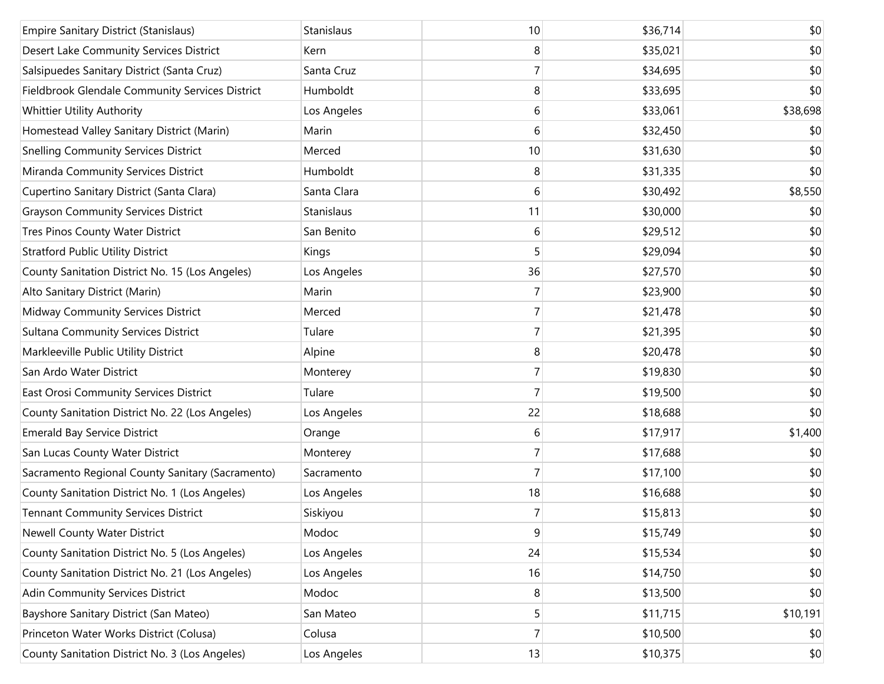| | | | | |
|---|---|---|---|---|
| Empire Sanitary District (Stanislaus) | Stanislaus | 10 | $36,714 | $0 |
| Desert Lake Community Services District | Kern | 8 | $35,021 | $0 |
| Salsipuedes Sanitary District (Santa Cruz) | Santa Cruz | 7 | $34,695 | $0 |
| Fieldbrook Glendale Community Services District | Humboldt | 8 | $33,695 | $0 |
| Whittier Utility Authority | Los Angeles | 6 | $33,061 | $38,698 |
| Homestead Valley Sanitary District (Marin) | Marin | 6 | $32,450 | $0 |
| Snelling Community Services District | Merced | 10 | $31,630 | $0 |
| Miranda Community Services District | Humboldt | 8 | $31,335 | $0 |
| Cupertino Sanitary District (Santa Clara) | Santa Clara | 6 | $30,492 | $8,550 |
| Grayson Community Services District | Stanislaus | 11 | $30,000 | $0 |
| Tres Pinos County Water District | San Benito | 6 | $29,512 | $0 |
| Stratford Public Utility District | Kings | 5 | $29,094 | $0 |
| County Sanitation District No. 15 (Los Angeles) | Los Angeles | 36 | $27,570 | $0 |
| Alto Sanitary District (Marin) | Marin | 7 | $23,900 | $0 |
| Midway Community Services District | Merced | 7 | $21,478 | $0 |
| Sultana Community Services District | Tulare | 7 | $21,395 | $0 |
| Markleeville Public Utility District | Alpine | 8 | $20,478 | $0 |
| San Ardo Water District | Monterey | 7 | $19,830 | $0 |
| East Orosi Community Services District | Tulare | 7 | $19,500 | $0 |
| County Sanitation District No. 22 (Los Angeles) | Los Angeles | 22 | $18,688 | $0 |
| Emerald Bay Service District | Orange | 6 | $17,917 | $1,400 |
| San Lucas County Water District | Monterey | 7 | $17,688 | $0 |
| Sacramento Regional County Sanitary (Sacramento) | Sacramento | 7 | $17,100 | $0 |
| County Sanitation District No. 1 (Los Angeles) | Los Angeles | 18 | $16,688 | $0 |
| Tennant Community Services District | Siskiyou | 7 | $15,813 | $0 |
| Newell County Water District | Modoc | 9 | $15,749 | $0 |
| County Sanitation District No. 5 (Los Angeles) | Los Angeles | 24 | $15,534 | $0 |
| County Sanitation District No. 21 (Los Angeles) | Los Angeles | 16 | $14,750 | $0 |
| Adin Community Services District | Modoc | 8 | $13,500 | $0 |
| Bayshore Sanitary District (San Mateo) | San Mateo | 5 | $11,715 | $10,191 |
| Princeton Water Works District (Colusa) | Colusa | 7 | $10,500 | $0 |
| County Sanitation District No. 3 (Los Angeles) | Los Angeles | 13 | $10,375 | $0 |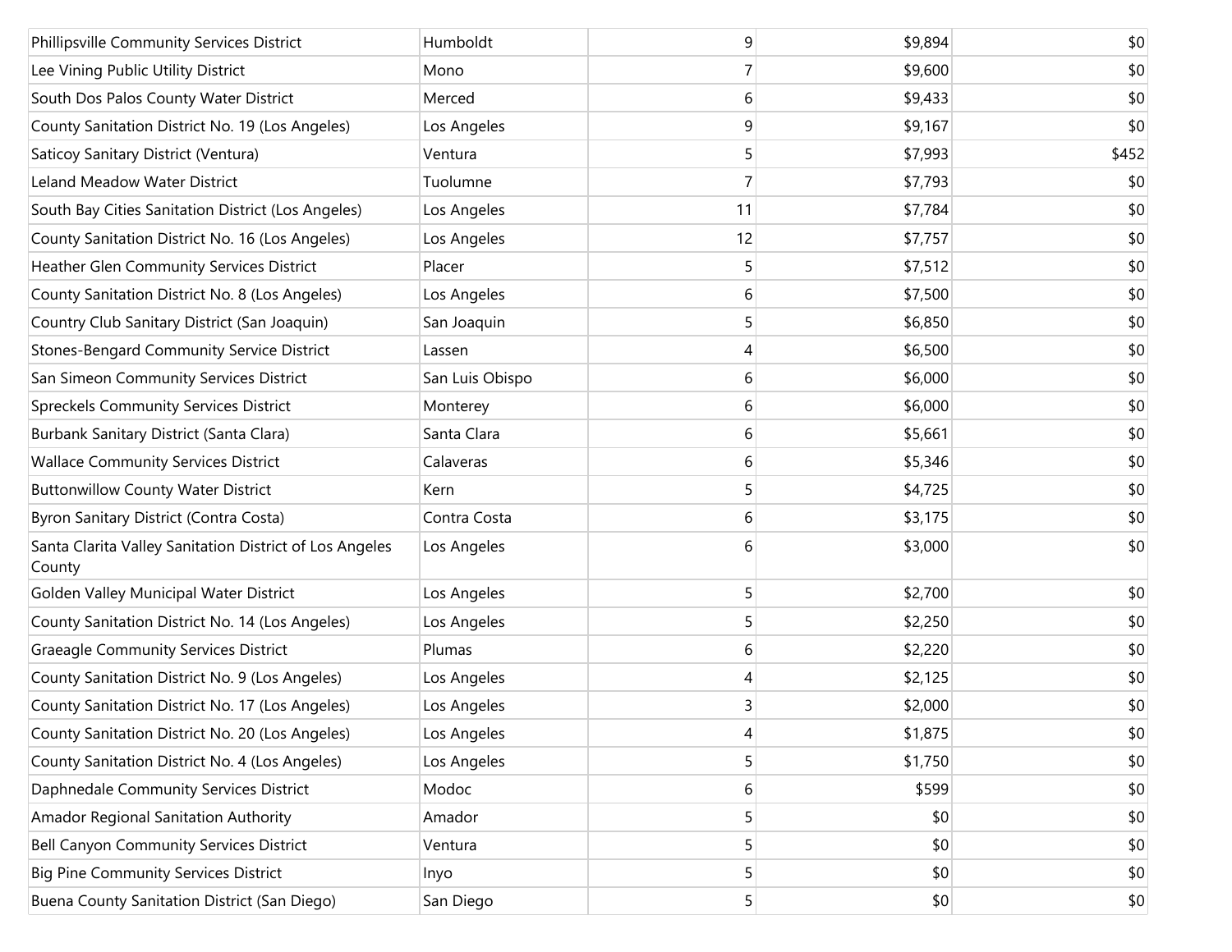| | | | | |
|---|---|---|---|---|
| Phillipsville Community Services District | Humboldt | 9 | $9,894 | $0 |
| Lee Vining Public Utility District | Mono | 7 | $9,600 | $0 |
| South Dos Palos County Water District | Merced | 6 | $9,433 | $0 |
| County Sanitation District No. 19 (Los Angeles) | Los Angeles | 9 | $9,167 | $0 |
| Saticoy Sanitary District (Ventura) | Ventura | 5 | $7,993 | $452 |
| Leland Meadow Water District | Tuolumne | 7 | $7,793 | $0 |
| South Bay Cities Sanitation District (Los Angeles) | Los Angeles | 11 | $7,784 | $0 |
| County Sanitation District No. 16 (Los Angeles) | Los Angeles | 12 | $7,757 | $0 |
| Heather Glen Community Services District | Placer | 5 | $7,512 | $0 |
| County Sanitation District No. 8 (Los Angeles) | Los Angeles | 6 | $7,500 | $0 |
| Country Club Sanitary District (San Joaquin) | San Joaquin | 5 | $6,850 | $0 |
| Stones-Bengard Community Service District | Lassen | 4 | $6,500 | $0 |
| San Simeon Community Services District | San Luis Obispo | 6 | $6,000 | $0 |
| Spreckels Community Services District | Monterey | 6 | $6,000 | $0 |
| Burbank Sanitary District (Santa Clara) | Santa Clara | 6 | $5,661 | $0 |
| Wallace Community Services District | Calaveras | 6 | $5,346 | $0 |
| Buttonwillow County Water District | Kern | 5 | $4,725 | $0 |
| Byron Sanitary District (Contra Costa) | Contra Costa | 6 | $3,175 | $0 |
| Santa Clarita Valley Sanitation District of Los Angeles County | Los Angeles | 6 | $3,000 | $0 |
| Golden Valley Municipal Water District | Los Angeles | 5 | $2,700 | $0 |
| County Sanitation District No. 14 (Los Angeles) | Los Angeles | 5 | $2,250 | $0 |
| Graeagle Community Services District | Plumas | 6 | $2,220 | $0 |
| County Sanitation District No. 9 (Los Angeles) | Los Angeles | 4 | $2,125 | $0 |
| County Sanitation District No. 17 (Los Angeles) | Los Angeles | 3 | $2,000 | $0 |
| County Sanitation District No. 20 (Los Angeles) | Los Angeles | 4 | $1,875 | $0 |
| County Sanitation District No. 4 (Los Angeles) | Los Angeles | 5 | $1,750 | $0 |
| Daphnedale Community Services District | Modoc | 6 | $599 | $0 |
| Amador Regional Sanitation Authority | Amador | 5 | $0 | $0 |
| Bell Canyon Community Services District | Ventura | 5 | $0 | $0 |
| Big Pine Community Services District | Inyo | 5 | $0 | $0 |
| Buena County Sanitation District (San Diego) | San Diego | 5 | $0 | $0 |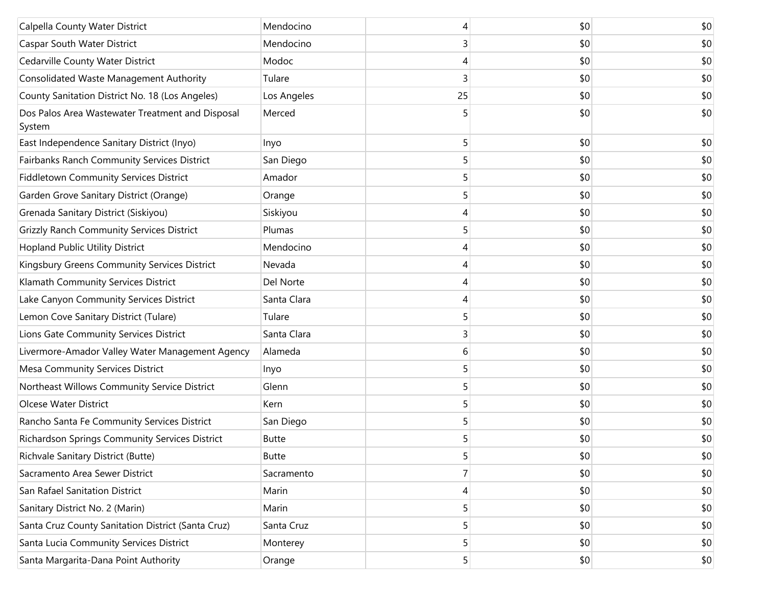| | | | | |
|---|---|---|---|---|
| Calpella County Water District | Mendocino | 4 | $0 | $0 |
| Caspar South Water District | Mendocino | 3 | $0 | $0 |
| Cedarville County Water District | Modoc | 4 | $0 | $0 |
| Consolidated Waste Management Authority | Tulare | 3 | $0 | $0 |
| County Sanitation District No. 18 (Los Angeles) | Los Angeles | 25 | $0 | $0 |
| Dos Palos Area Wastewater Treatment and Disposal System | Merced | 5 | $0 | $0 |
| East Independence Sanitary District (Inyo) | Inyo | 5 | $0 | $0 |
| Fairbanks Ranch Community Services District | San Diego | 5 | $0 | $0 |
| Fiddletown Community Services District | Amador | 5 | $0 | $0 |
| Garden Grove Sanitary District (Orange) | Orange | 5 | $0 | $0 |
| Grenada Sanitary District (Siskiyou) | Siskiyou | 4 | $0 | $0 |
| Grizzly Ranch Community Services District | Plumas | 5 | $0 | $0 |
| Hopland Public Utility District | Mendocino | 4 | $0 | $0 |
| Kingsbury Greens Community Services District | Nevada | 4 | $0 | $0 |
| Klamath Community Services District | Del Norte | 4 | $0 | $0 |
| Lake Canyon Community Services District | Santa Clara | 4 | $0 | $0 |
| Lemon Cove Sanitary District (Tulare) | Tulare | 5 | $0 | $0 |
| Lions Gate Community Services District | Santa Clara | 3 | $0 | $0 |
| Livermore-Amador Valley Water Management Agency | Alameda | 6 | $0 | $0 |
| Mesa Community Services District | Inyo | 5 | $0 | $0 |
| Northeast Willows Community Service District | Glenn | 5 | $0 | $0 |
| Olcese Water District | Kern | 5 | $0 | $0 |
| Rancho Santa Fe Community Services District | San Diego | 5 | $0 | $0 |
| Richardson Springs Community Services District | Butte | 5 | $0 | $0 |
| Richvale Sanitary District (Butte) | Butte | 5 | $0 | $0 |
| Sacramento Area Sewer District | Sacramento | 7 | $0 | $0 |
| San Rafael Sanitation District | Marin | 4 | $0 | $0 |
| Sanitary District No. 2 (Marin) | Marin | 5 | $0 | $0 |
| Santa Cruz County Sanitation District (Santa Cruz) | Santa Cruz | 5 | $0 | $0 |
| Santa Lucia Community Services District | Monterey | 5 | $0 | $0 |
| Santa Margarita-Dana Point Authority | Orange | 5 | $0 | $0 |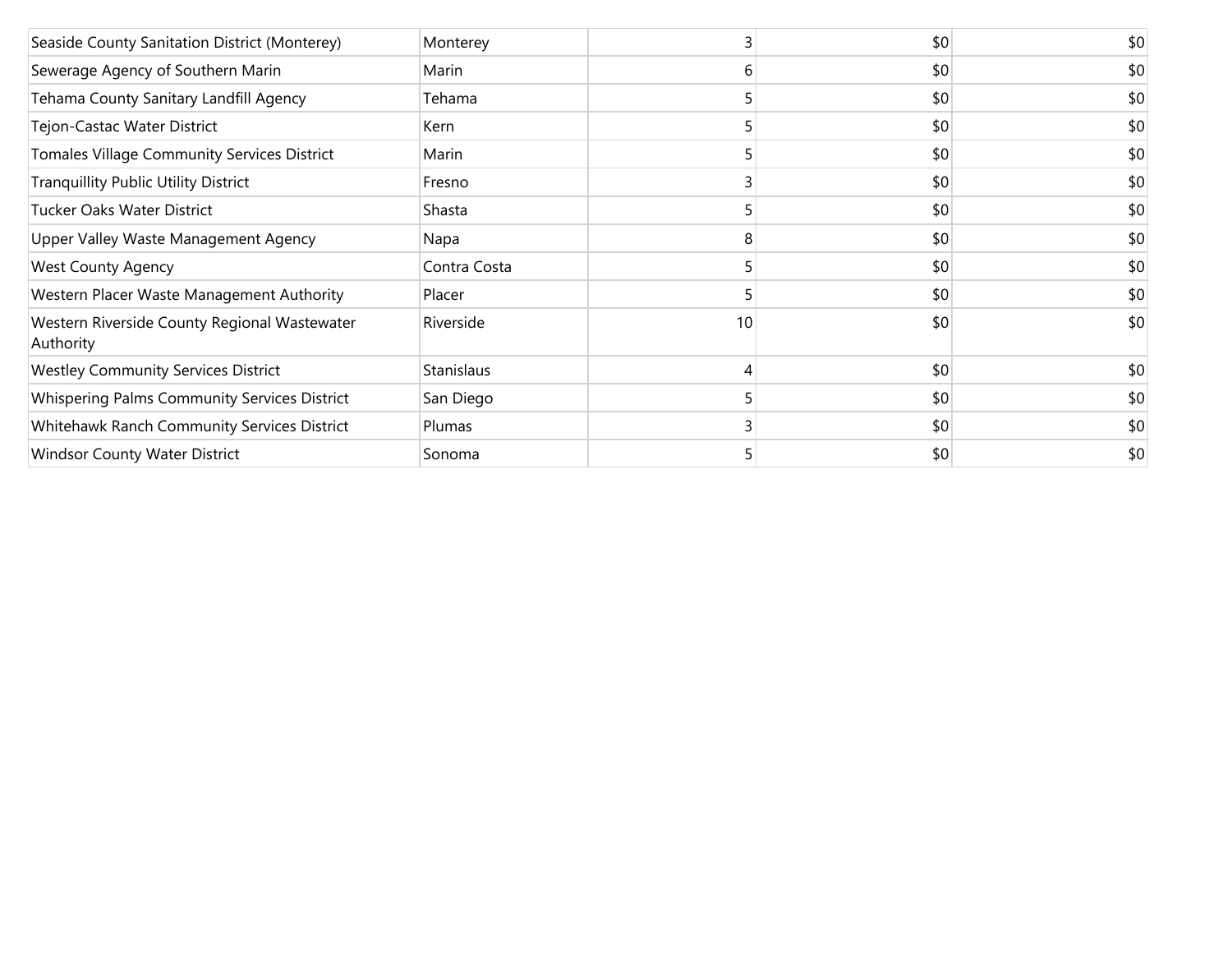| | | | | |
|---|---|---|---|---|
| Seaside County Sanitation District (Monterey) | Monterey | 3 | $0 | $0 |
| Sewerage Agency of Southern Marin | Marin | 6 | $0 | $0 |
| Tehama County Sanitary Landfill Agency | Tehama | 5 | $0 | $0 |
| Tejon-Castac Water District | Kern | 5 | $0 | $0 |
| Tomales Village Community Services District | Marin | 5 | $0 | $0 |
| Tranquillity Public Utility District | Fresno | 3 | $0 | $0 |
| Tucker Oaks Water District | Shasta | 5 | $0 | $0 |
| Upper Valley Waste Management Agency | Napa | 8 | $0 | $0 |
| West County Agency | Contra Costa | 5 | $0 | $0 |
| Western Placer Waste Management Authority | Placer | 5 | $0 | $0 |
| Western Riverside County Regional Wastewater Authority | Riverside | 10 | $0 | $0 |
| Westley Community Services District | Stanislaus | 4 | $0 | $0 |
| Whispering Palms Community Services District | San Diego | 5 | $0 | $0 |
| Whitehawk Ranch Community Services District | Plumas | 3 | $0 | $0 |
| Windsor County Water District | Sonoma | 5 | $0 | $0 |